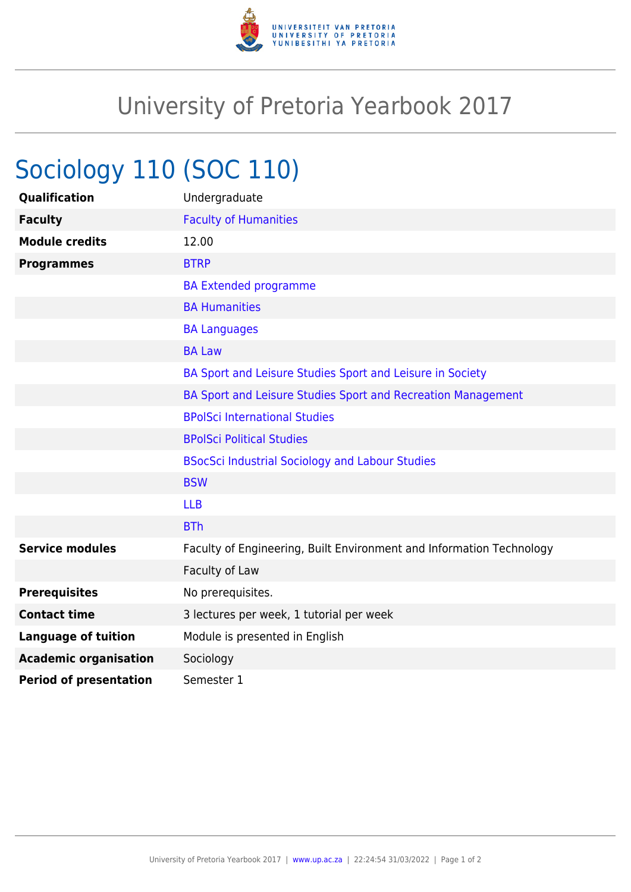# University of Pretoria Yearbook 2017

## Sociology 110 (SOC 110)

| | |
|---|---|
| **Qualification** | Undergraduate |
| **Faculty** | Faculty of Humanities |
| **Module credits** | 12.00 |
| **Programmes** | BTRP |
| | BA Extended programme |
| | BA Humanities |
| | BA Languages |
| | BA Law |
| | BA Sport and Leisure Studies Sport and Leisure in Society |
| | BA Sport and Leisure Studies Sport and Recreation Management |
| | BPolSci International Studies |
| | BPolSci Political Studies |
| | BSocSci Industrial Sociology and Labour Studies |
| | BSW |
| | LLB |
| | BTh |
| **Service modules** | Faculty of Engineering, Built Environment and Information Technology |
| | Faculty of Law |
| **Prerequisites** | No prerequisites. |
| **Contact time** | 3 lectures per week, 1 tutorial per week |
| **Language of tuition** | Module is presented in English |
| **Academic organisation** | Sociology |
| **Period of presentation** | Semester 1 |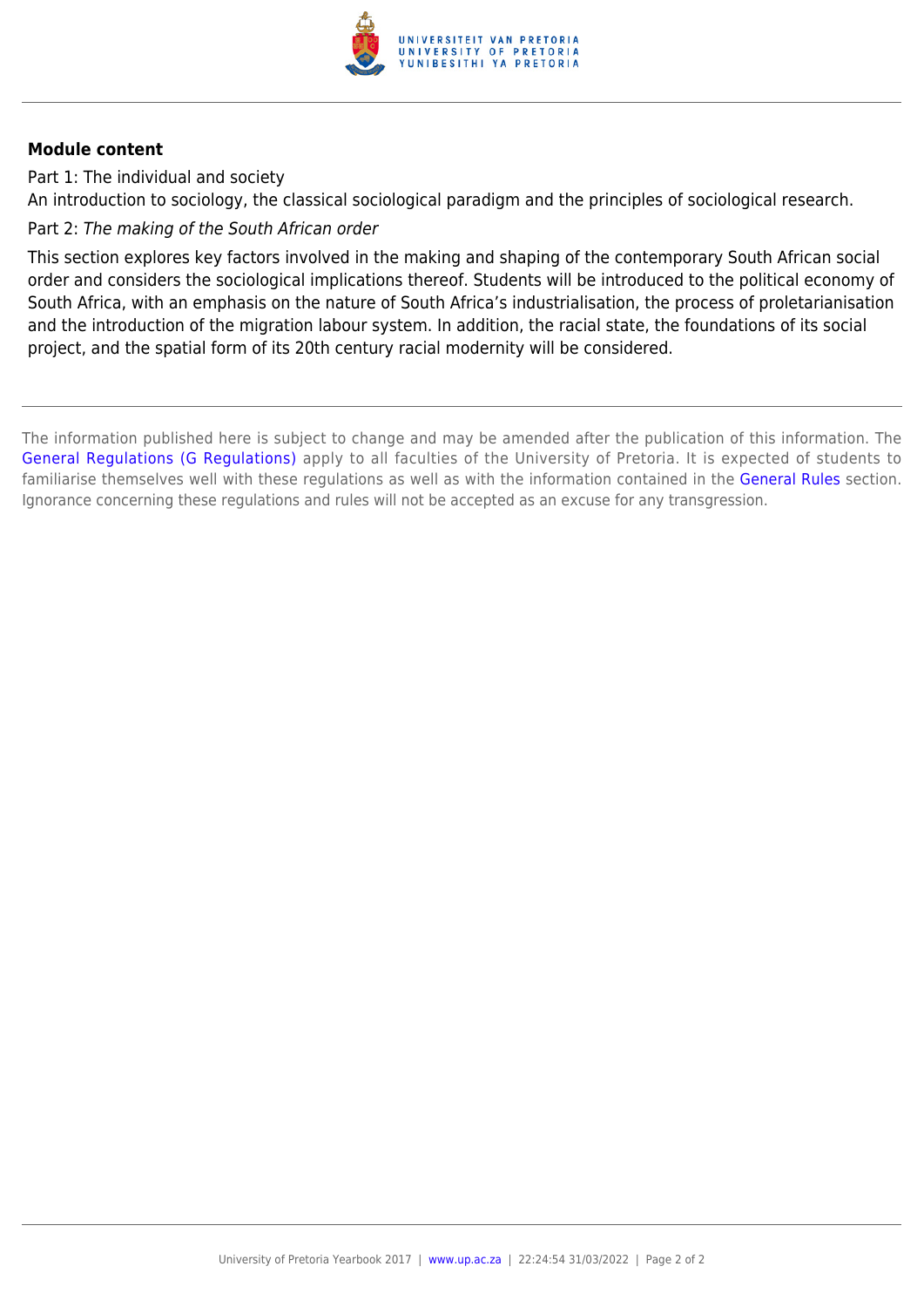**Module content**

Part 1: The individual and society

An introduction to sociology, the classical sociological paradigm and the principles of sociological research.

Part 2: *The making of the South African order*

This section explores key factors involved in the making and shaping of the contemporary South African social order and considers the sociological implications thereof. Students will be introduced to the political economy of South Africa, with an emphasis on the nature of South Africa's industrialisation, the process of proletarianisation and the introduction of the migration labour system. In addition, the racial state, the foundations of its social project, and the spatial form of its 20th century racial modernity will be considered.

The information published here is subject to change and may be amended after the publication of this information. The General Regulations (G Regulations) apply to all faculties of the University of Pretoria. It is expected of students to familiarise themselves well with these regulations as well as with the information contained in the General Rules section. Ignorance concerning these regulations and rules will not be accepted as an excuse for any transgression.